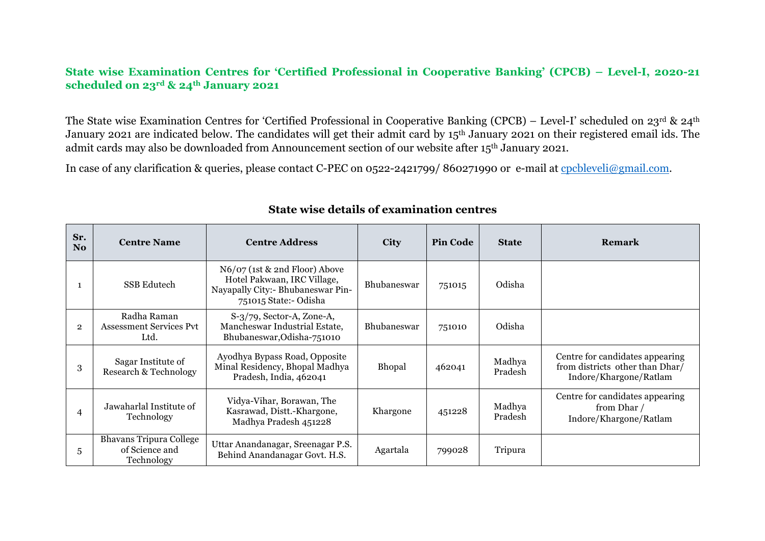**State wise Examination Centres for 'Certified Professional in Cooperative Banking' (CPCB) – Level-I, 2020-21 scheduled on 23rd & 24th January 2021**

The State wise Examination Centres for 'Certified Professional in Cooperative Banking (CPCB) – Level-I' scheduled on 23rd & 24th January 2021 are indicated below. The candidates will get their admit card by 15th January 2021 on their registered email ids. The admit cards may also be downloaded from Announcement section of our website after 15th January 2021.

In case of any clarification & queries, please contact C-PEC on 0522-2421799/ 860271990 or e-mail at cpcbleveli@gmail.com.

**State wise details of examination centres**

| Sr. No | Centre Name | Centre Address | City | Pin Code | State | Remark |
|---|---|---|---|---|---|---|
| 1 | SSB Edutech | N6/07 (1st & 2nd Floor) Above Hotel Pakwaan, IRC Village, Nayapally City:- Bhubaneswar Pin-751015 State:- Odisha | Bhubaneswar | 751015 | Odisha | |
| 2 | Radha Raman Assessment Services Pvt Ltd. | S-3/79, Sector-A, Zone-A, Mancheswar Industrial Estate, Bhubaneswar,Odisha-751010 | Bhubaneswar | 751010 | Odisha | |
| 3 | Sagar Institute of Research & Technology | Ayodhya Bypass Road, Opposite Minal Residency, Bhopal Madhya Pradesh, India, 462041 | Bhopal | 462041 | Madhya Pradesh | Centre for candidates appearing from districts other than Dhar/ Indore/Khargone/Ratlam |
| 4 | Jawaharlal Institute of Technology | Vidya-Vihar, Borawan, The Kasrawad, Distt.-Khargone, Madhya Pradesh 451228 | Khargone | 451228 | Madhya Pradesh | Centre for candidates appearing from Dhar / Indore/Khargone/Ratlam |
| 5 | Bhavans Tripura College of Science and Technology | Uttar Anandanagar, Sreenagar P.S. Behind Anandanagar Govt. H.S. | Agartala | 799028 | Tripura | |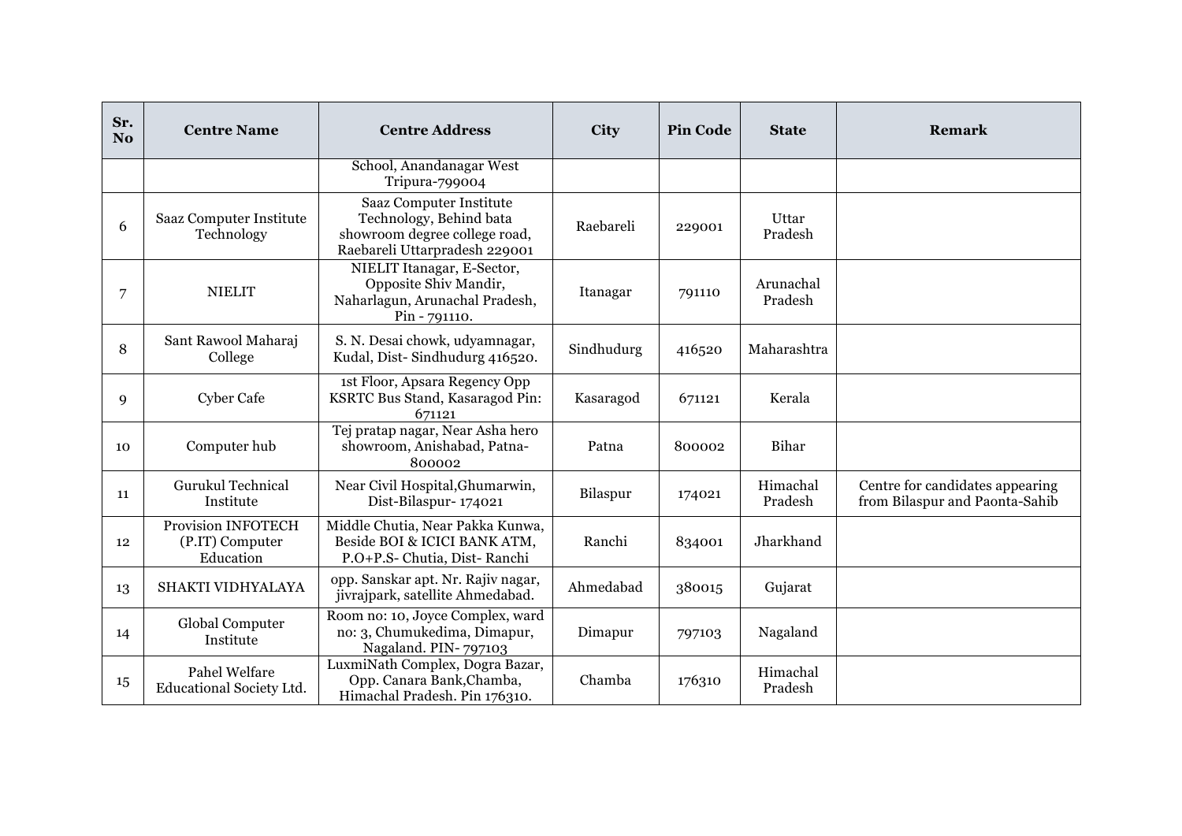| Sr. No | Centre Name | Centre Address | City | Pin Code | State | Remark |
|---|---|---|---|---|---|---|
| | | School, Anandanagar West Tripura-799004 | | | | |
| 6 | Saaz Computer Institute Technology | Saaz Computer Institute Technology, Behind bata showroom degree college road, Raebareli Uttarpradesh 229001 | Raebareli | 229001 | Uttar Pradesh | |
| 7 | NIELIT | NIELIT Itanagar, E-Sector, Opposite Shiv Mandir, Naharlagun, Arunachal Pradesh, Pin - 791110. | Itanagar | 791110 | Arunachal Pradesh | |
| 8 | Sant Rawool Maharaj College | S. N. Desai chowk, udyamnagar, Kudal, Dist- Sindhudurg 416520. | Sindhudurg | 416520 | Maharashtra | |
| 9 | Cyber Cafe | 1st Floor, Apsara Regency Opp KSRTC Bus Stand, Kasaragod Pin: 671121 | Kasaragod | 671121 | Kerala | |
| 10 | Computer hub | Tej pratap nagar, Near Asha hero showroom, Anishabad, Patna-800002 | Patna | 800002 | Bihar | |
| 11 | Gurukul Technical Institute | Near Civil Hospital,Ghumarwin, Dist-Bilaspur- 174021 | Bilaspur | 174021 | Himachal Pradesh | Centre for candidates appearing from Bilaspur and Paonta-Sahib |
| 12 | Provision INFOTECH (P.IT) Computer Education | Middle Chutia, Near Pakka Kunwa, Beside BOI & ICICI BANK ATM, P.O+P.S- Chutia, Dist- Ranchi | Ranchi | 834001 | Jharkhand | |
| 13 | SHAKTI VIDHYALAYA | opp. Sanskar apt. Nr. Rajiv nagar, jivrajpark, satellite Ahmedabad. | Ahmedabad | 380015 | Gujarat | |
| 14 | Global Computer Institute | Room no: 10, Joyce Complex, ward no: 3, Chumukedima, Dimapur, Nagaland. PIN- 797103 | Dimapur | 797103 | Nagaland | |
| 15 | Pahel Welfare Educational Society Ltd. | LuxmiNath Complex, Dogra Bazar, Opp. Canara Bank,Chamba, Himachal Pradesh. Pin 176310. | Chamba | 176310 | Himachal Pradesh | |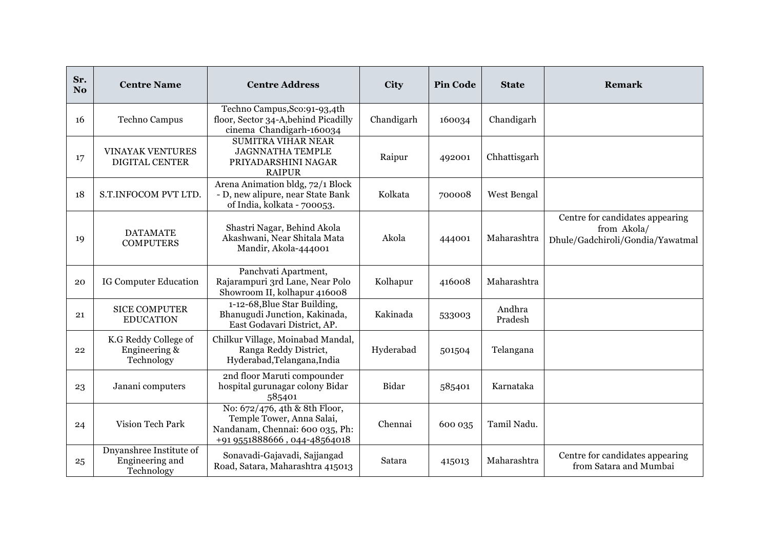| Sr. No | Centre Name | Centre Address | City | Pin Code | State | Remark |
|---|---|---|---|---|---|---|
| 16 | Techno Campus | Techno Campus,Sco:91-93,4th floor, Sector 34-A,behind Picadilly cinema Chandigarh-160034 | Chandigarh | 160034 | Chandigarh | |
| 17 | VINAYAK VENTURES DIGITAL CENTER | SUMITRA VIHAR NEAR JAGNNATHA TEMPLE PRIYADARSHINI NAGAR RAIPUR | Raipur | 492001 | Chhattisgarh | |
| 18 | S.T.INFOCOM PVT LTD. | Arena Animation bldg, 72/1 Block - D, new alipure, near State Bank of India, kolkata - 700053. | Kolkata | 700008 | West Bengal | |
| 19 | DATAMATE COMPUTERS | Shastri Nagar, Behind Akola Akashwani, Near Shitala Mata Mandir, Akola-444001 | Akola | 444001 | Maharashtra | Centre for candidates appearing from Akola/ Dhule/Gadchiroli/Gondia/Yawatmal |
| 20 | IG Computer Education | Panchvati Apartment, Rajarampuri 3rd Lane, Near Polo Showroom II, kolhapur 416008 | Kolhapur | 416008 | Maharashtra | |
| 21 | SICE COMPUTER EDUCATION | 1-12-68,Blue Star Building, Bhanugudi Junction, Kakinada, East Godavari District, AP. | Kakinada | 533003 | Andhra Pradesh | |
| 22 | K.G Reddy College of Engineering & Technology | Chilkur Village, Moinabad Mandal, Ranga Reddy District, Hyderabad,Telangana,India | Hyderabad | 501504 | Telangana | |
| 23 | Janani computers | 2nd floor Maruti compounder hospital gurunagar colony Bidar 585401 | Bidar | 585401 | Karnataka | |
| 24 | Vision Tech Park | No: 672/476, 4th & 8th Floor, Temple Tower, Anna Salai, Nandanam, Chennai: 600 035, Ph: +91 9551888666 , 044-48564018 | Chennai | 600 035 | Tamil Nadu. | |
| 25 | Dnyanshree Institute of Engineering and Technology | Sonavadi-Gajavadi, Sajjangad Road, Satara, Maharashtra 415013 | Satara | 415013 | Maharashtra | Centre for candidates appearing from Satara and Mumbai |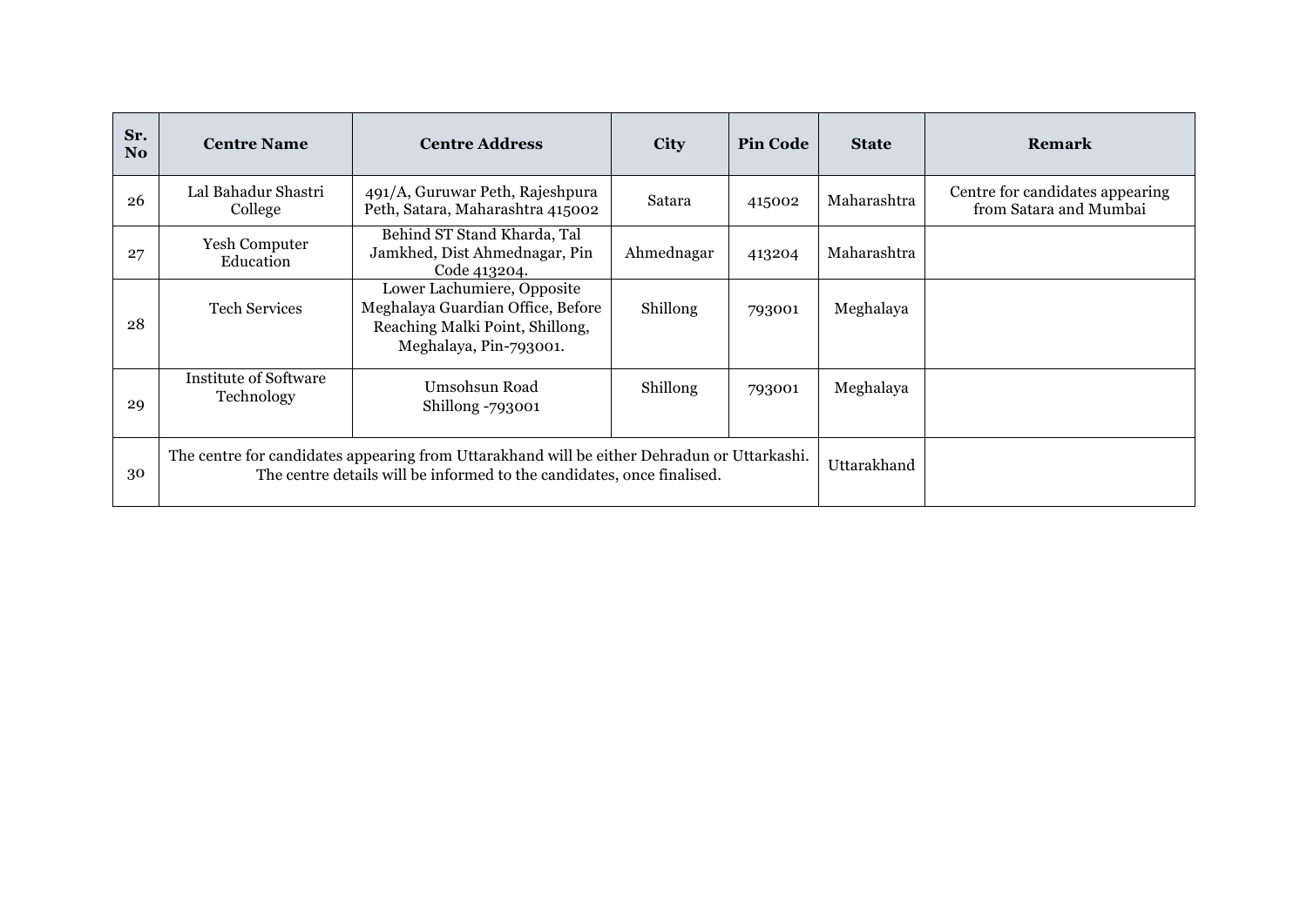| Sr. No | Centre Name | Centre Address | City | Pin Code | State | Remark |
|---|---|---|---|---|---|---|
| 26 | Lal Bahadur Shastri College | 491/A, Guruwar Peth, Rajeshpura Peth, Satara, Maharashtra 415002 | Satara | 415002 | Maharashtra | Centre for candidates appearing from Satara and Mumbai |
| 27 | Yesh Computer Education | Behind ST Stand Kharda, Tal Jamkhed, Dist Ahmednagar, Pin Code 413204. | Ahmednagar | 413204 | Maharashtra | |
| 28 | Tech Services | Lower Lachumiere, Opposite Meghalaya Guardian Office, Before Reaching Malki Point, Shillong, Meghalaya, Pin-793001. | Shillong | 793001 | Meghalaya | |
| 29 | Institute of Software Technology | Umsohsun Road Shillong -793001 | Shillong | 793001 | Meghalaya | |
| 30 | The centre for candidates appearing from Uttarakhand will be either Dehradun or Uttarkashi. The centre details will be informed to the candidates, once finalised. | | | | Uttarakhand | |